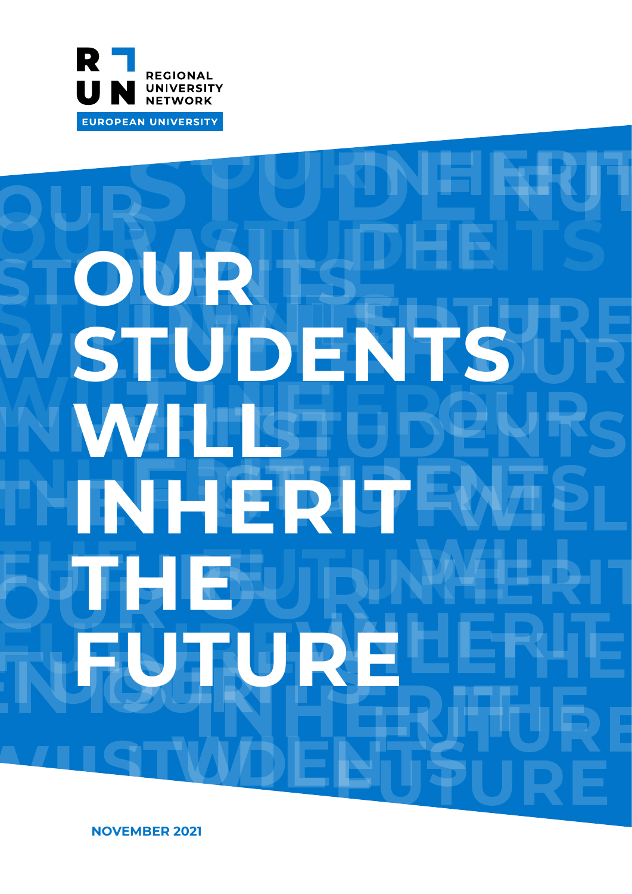REGIONAL UNIVERSITY NETWORK

EUROPEAN UNIVERSITY

# OUR STUDENTS WILL INHERIT THE FUTURE

NOVEMBER 2021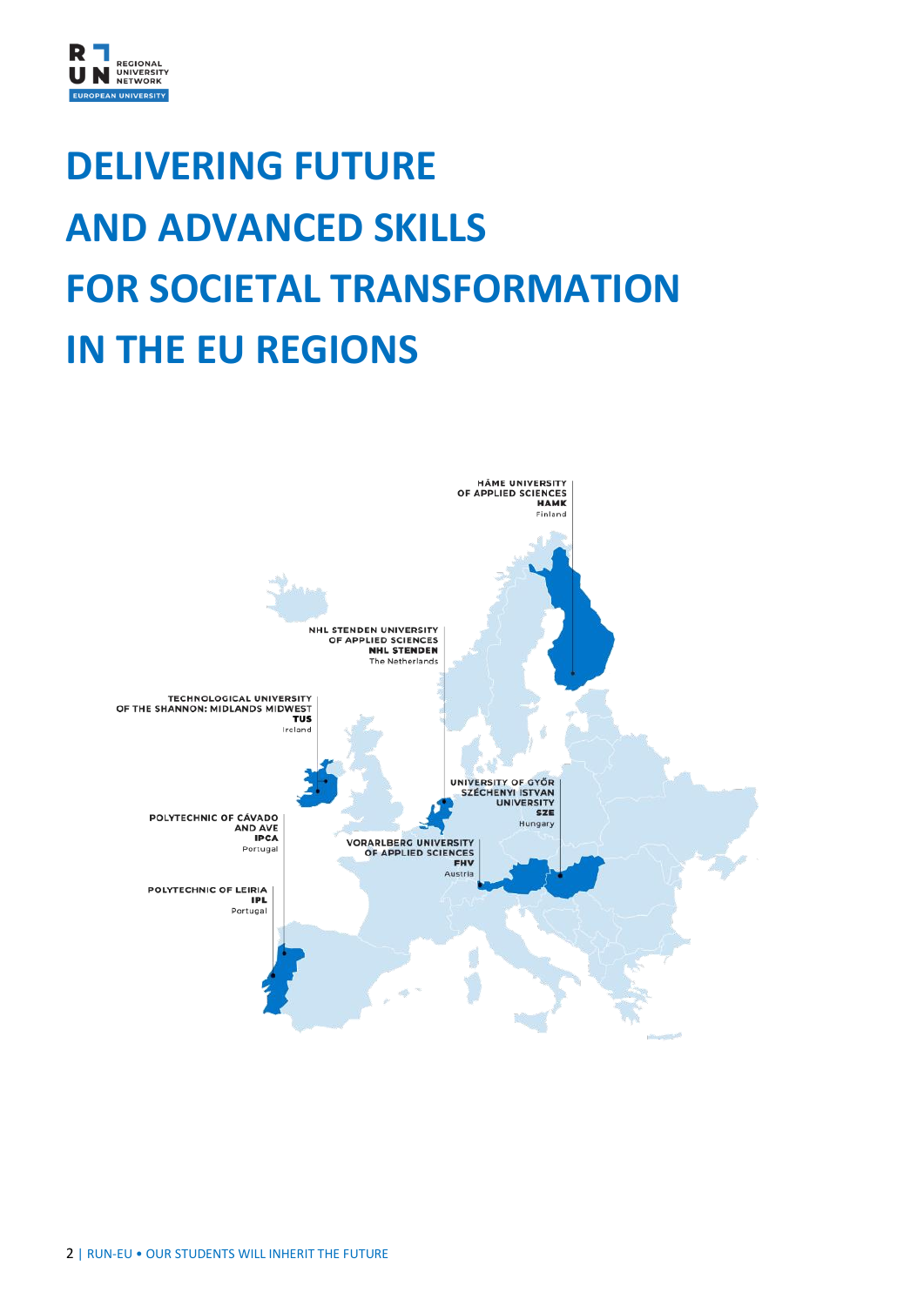# DELIVERING FUTURE AND ADVANCED SKILLS FOR SOCIETAL TRANSFORMATION IN THE EU REGIONS

HÄME UNIVERSITY OF APPLIED SCIENCES
**HAMK**
Finland

NHL STENDEN UNIVERSITY OF APPLIED SCIENCES
**NHL STENDEN**
The Netherlands

TECHNOLOGICAL UNIVERSITY OF THE SHANNON: MIDLANDS MIDWEST
**TUS**
Ireland

UNIVERSITY OF GYŐR SZÉCHENYI ISTVAN UNIVERSITY
**SZE**
Hungary

POLYTECHNIC OF CÁVADO AND AVE
**IPCA**
Portugal

VORARLBERG UNIVERSITY OF APPLIED SCIENCES
**FHV**
Austria

POLYTECHNIC OF LEIRIA
**IPL**
Portugal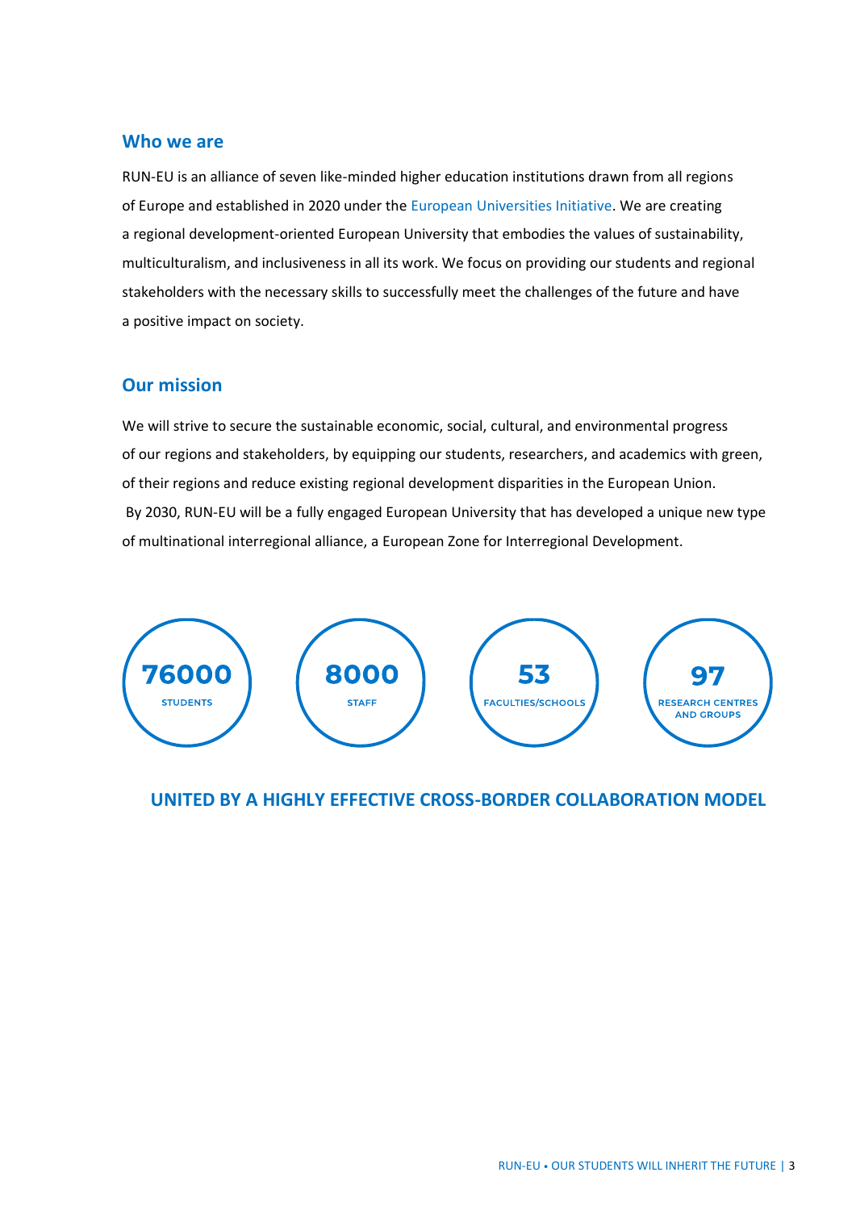## Who we are

RUN-EU is an alliance of seven like-minded higher education institutions drawn from all regions of Europe and established in 2020 under the European Universities Initiative. We are creating a regional development-oriented European University that embodies the values of sustainability, multiculturalism, and inclusiveness in all its work. We focus on providing our students and regional stakeholders with the necessary skills to successfully meet the challenges of the future and have a positive impact on society.

## Our mission

We will strive to secure the sustainable economic, social, cultural, and environmental progress of our regions and stakeholders, by equipping our students, researchers, and academics with green, of their regions and reduce existing regional development disparities in the European Union. By 2030, RUN-EU will be a fully engaged European University that has developed a unique new type of multinational interregional alliance, a European Zone for Interregional Development.

**76000** STUDENTS

**8000** STAFF

**53** FACULTIES/SCHOOLS

**97** RESEARCH CENTRES AND GROUPS

**UNITED BY A HIGHLY EFFECTIVE CROSS-BORDER COLLABORATION MODEL**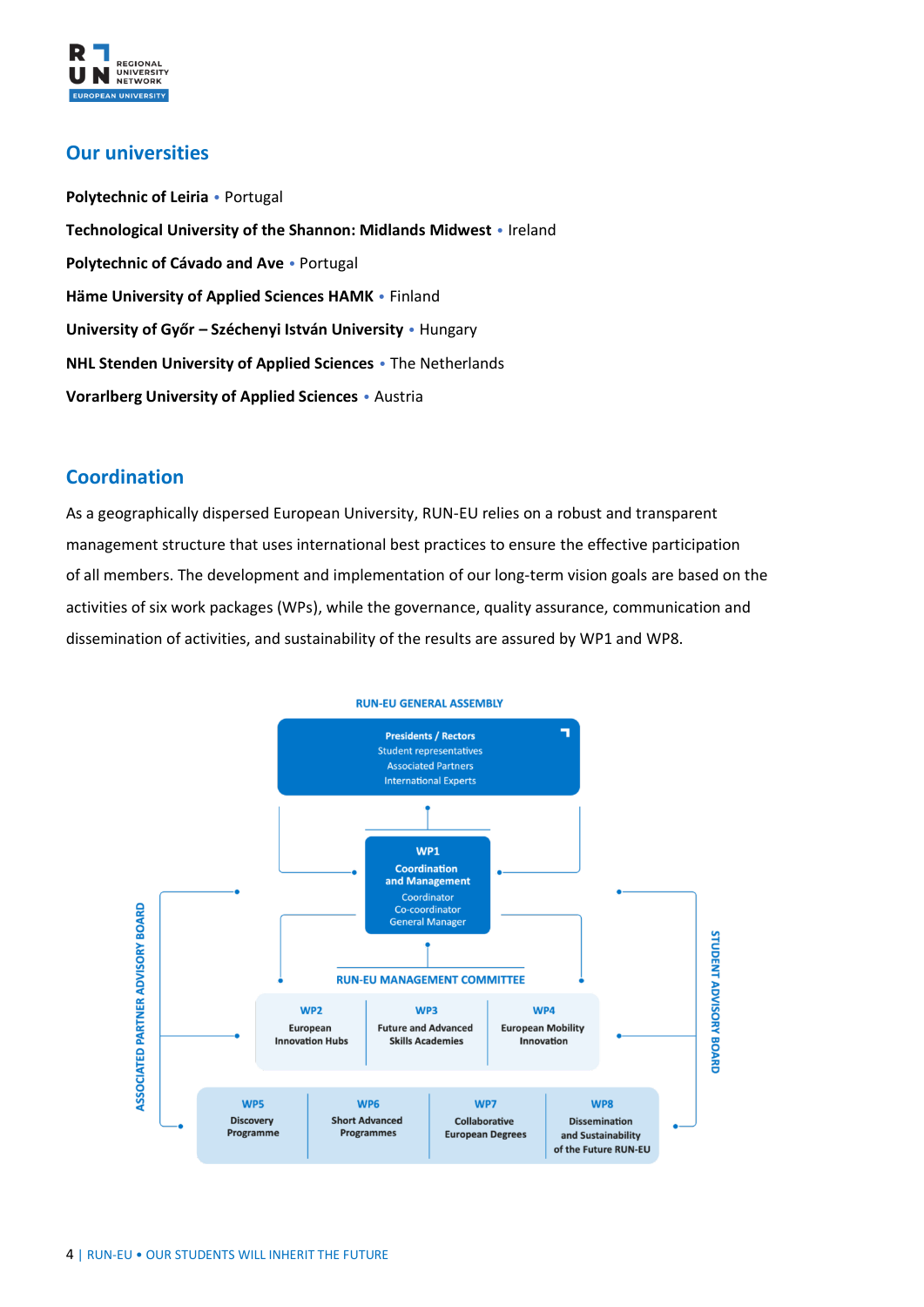## Our universities

**Polytechnic of Leiria** • Portugal

**Technological University of the Shannon: Midlands Midwest** • Ireland

**Polytechnic of Cávado and Ave** • Portugal

**Häme University of Applied Sciences HAMK** • Finland

**University of Győr – Széchenyi István University** • Hungary

**NHL Stenden University of Applied Sciences** • The Netherlands

**Vorarlberg University of Applied Sciences** • Austria

## Coordination

As a geographically dispersed European University, RUN-EU relies on a robust and transparent management structure that uses international best practices to ensure the effective participation of all members. The development and implementation of our long-term vision goals are based on the activities of six work packages (WPs), while the governance, quality assurance, communication and dissemination of activities, and sustainability of the results are assured by WP1 and WP8.

RUN-EU GENERAL ASSEMBLY

**Presidents / Rectors**
Student representatives
Associated Partners
International Experts

**WP1**
**Coordination and Management**
Coordinator
Co-coordinator
General Manager

RUN-EU MANAGEMENT COMMITTEE

ASSOCIATED PARTNER ADVISORY BOARD

STUDENT ADVISORY BOARD

**WP2** European Innovation Hubs

**WP3** Future and Advanced Skills Academies

**WP4** European Mobility Innovation

**WP5** Discovery Programme

**WP6** Short Advanced Programmes

**WP7** Collaborative European Degrees

**WP8** Dissemination and Sustainability of the Future RUN-EU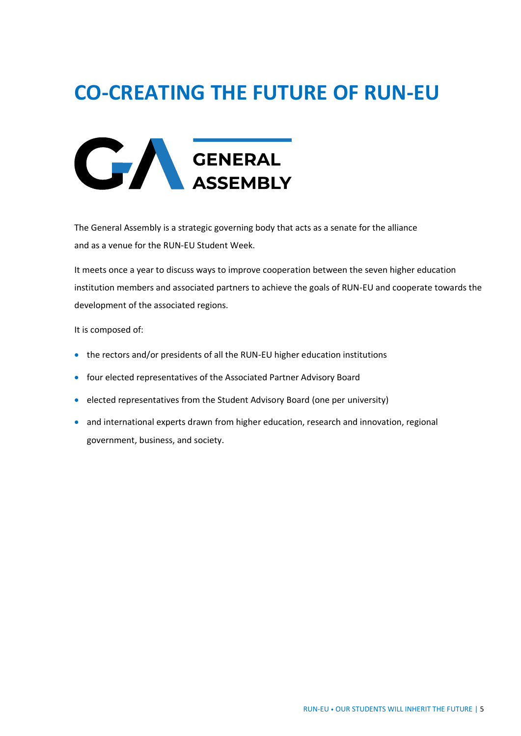# CO-CREATING THE FUTURE OF RUN-EU

## GENERAL ASSEMBLY

The General Assembly is a strategic governing body that acts as a senate for the alliance and as a venue for the RUN-EU Student Week.

It meets once a year to discuss ways to improve cooperation between the seven higher education institution members and associated partners to achieve the goals of RUN-EU and cooperate towards the development of the associated regions.

It is composed of:

- the rectors and/or presidents of all the RUN-EU higher education institutions
- four elected representatives of the Associated Partner Advisory Board
- elected representatives from the Student Advisory Board (one per university)
- and international experts drawn from higher education, research and innovation, regional government, business, and society.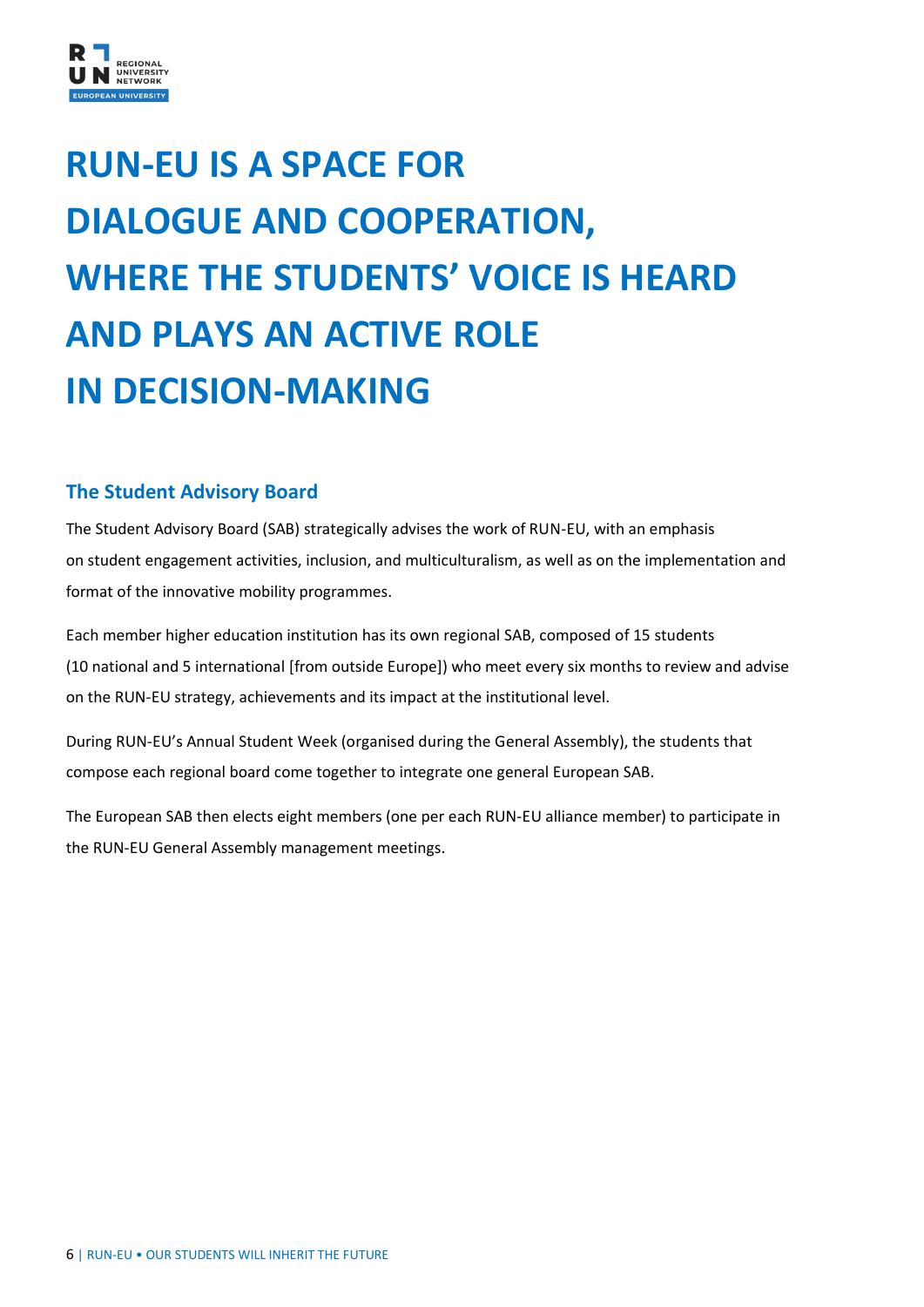# RUN-EU IS A SPACE FOR DIALOGUE AND COOPERATION, WHERE THE STUDENTS' VOICE IS HEARD AND PLAYS AN ACTIVE ROLE IN DECISION-MAKING

## The Student Advisory Board

The Student Advisory Board (SAB) strategically advises the work of RUN-EU, with an emphasis on student engagement activities, inclusion, and multiculturalism, as well as on the implementation and format of the innovative mobility programmes.

Each member higher education institution has its own regional SAB, composed of 15 students (10 national and 5 international [from outside Europe]) who meet every six months to review and advise on the RUN-EU strategy, achievements and its impact at the institutional level.

During RUN-EU's Annual Student Week (organised during the General Assembly), the students that compose each regional board come together to integrate one general European SAB.

The European SAB then elects eight members (one per each RUN-EU alliance member) to participate in the RUN-EU General Assembly management meetings.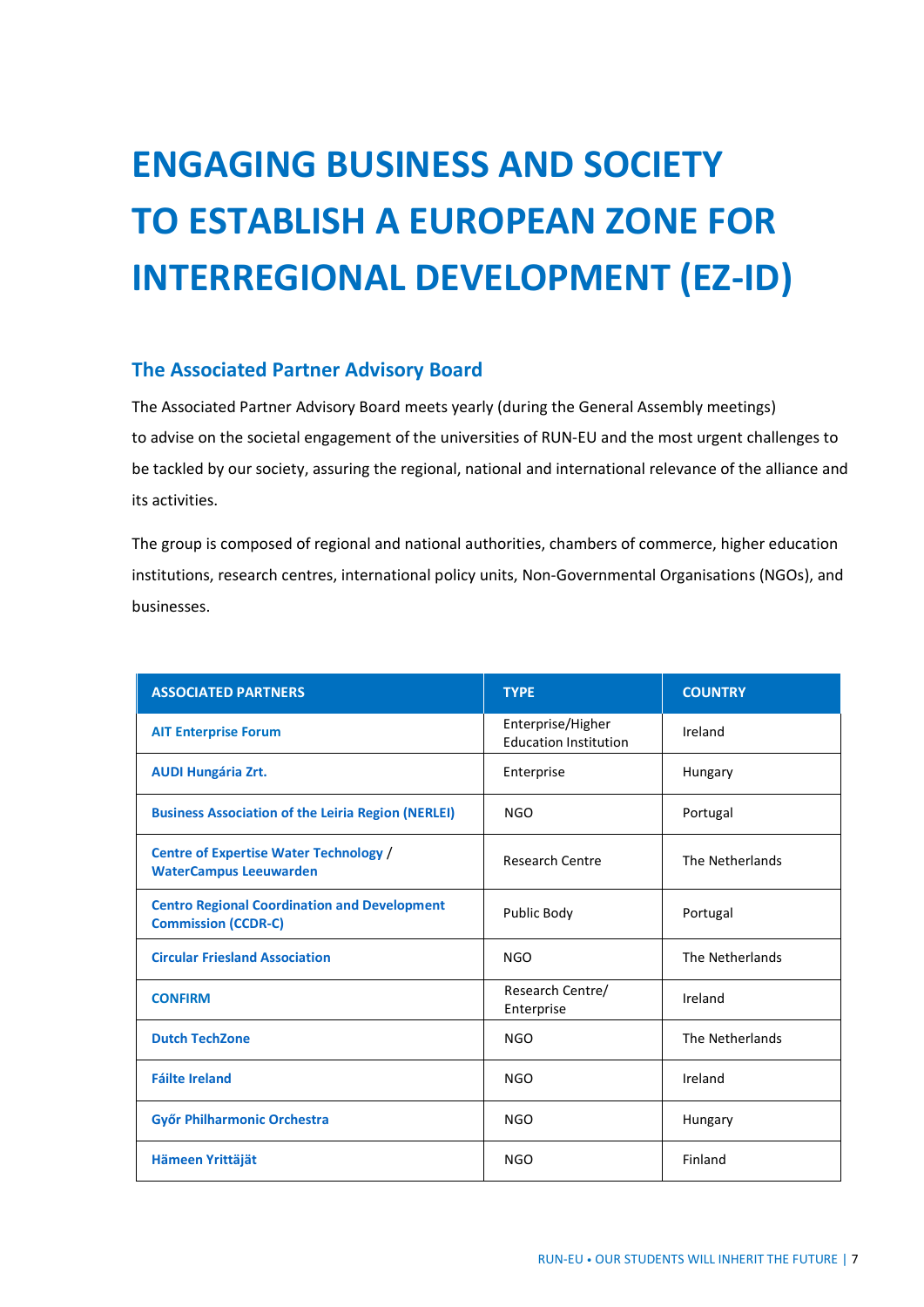# ENGAGING BUSINESS AND SOCIETY TO ESTABLISH A EUROPEAN ZONE FOR INTERREGIONAL DEVELOPMENT (EZ-ID)

## The Associated Partner Advisory Board

The Associated Partner Advisory Board meets yearly (during the General Assembly meetings) to advise on the societal engagement of the universities of RUN-EU and the most urgent challenges to be tackled by our society, assuring the regional, national and international relevance of the alliance and its activities.

The group is composed of regional and national authorities, chambers of commerce, higher education institutions, research centres, international policy units, Non-Governmental Organisations (NGOs), and businesses.

| ASSOCIATED PARTNERS | TYPE | COUNTRY |
|---|---|---|
| **AIT Enterprise Forum** | Enterprise/Higher Education Institution | Ireland |
| **AUDI Hungária Zrt.** | Enterprise | Hungary |
| **Business Association of the Leiria Region (NERLEI)** | NGO | Portugal |
| **Centre of Expertise Water Technology** / **WaterCampus Leeuwarden** | Research Centre | The Netherlands |
| **Centro Regional Coordination and Development Commission (CCDR-C)** | Public Body | Portugal |
| **Circular Friesland Association** | NGO | The Netherlands |
| **CONFIRM** | Research Centre/ Enterprise | Ireland |
| **Dutch TechZone** | NGO | The Netherlands |
| **Fáilte Ireland** | NGO | Ireland |
| **Győr Philharmonic Orchestra** | NGO | Hungary |
| **Hämeen Yrittäjät** | NGO | Finland |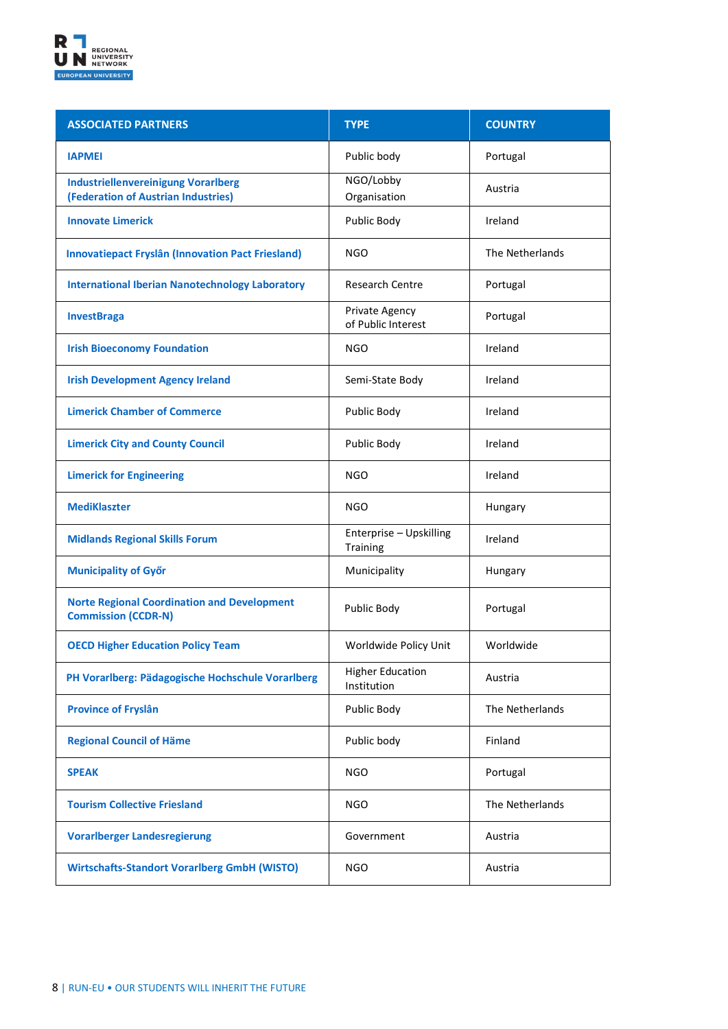| ASSOCIATED PARTNERS | TYPE | COUNTRY |
|---|---|---|
| IAPMEI | Public body | Portugal |
| Industriellenvereinigung Vorarlberg (Federation of Austrian Industries) | NGO/Lobby Organisation | Austria |
| Innovate Limerick | Public Body | Ireland |
| Innovatiepact Fryslân (Innovation Pact Friesland) | NGO | The Netherlands |
| International Iberian Nanotechnology Laboratory | Research Centre | Portugal |
| InvestBraga | Private Agency of Public Interest | Portugal |
| Irish Bioeconomy Foundation | NGO | Ireland |
| Irish Development Agency Ireland | Semi-State Body | Ireland |
| Limerick Chamber of Commerce | Public Body | Ireland |
| Limerick City and County Council | Public Body | Ireland |
| Limerick for Engineering | NGO | Ireland |
| MediKlaszter | NGO | Hungary |
| Midlands Regional Skills Forum | Enterprise – Upskilling Training | Ireland |
| Municipality of Győr | Municipality | Hungary |
| Norte Regional Coordination and Development Commission (CCDR-N) | Public Body | Portugal |
| OECD Higher Education Policy Team | Worldwide Policy Unit | Worldwide |
| PH Vorarlberg: Pädagogische Hochschule Vorarlberg | Higher Education Institution | Austria |
| Province of Fryslân | Public Body | The Netherlands |
| Regional Council of Häme | Public body | Finland |
| SPEAK | NGO | Portugal |
| Tourism Collective Friesland | NGO | The Netherlands |
| Vorarlberger Landesregierung | Government | Austria |
| Wirtschafts-Standort Vorarlberg GmbH (WISTO) | NGO | Austria |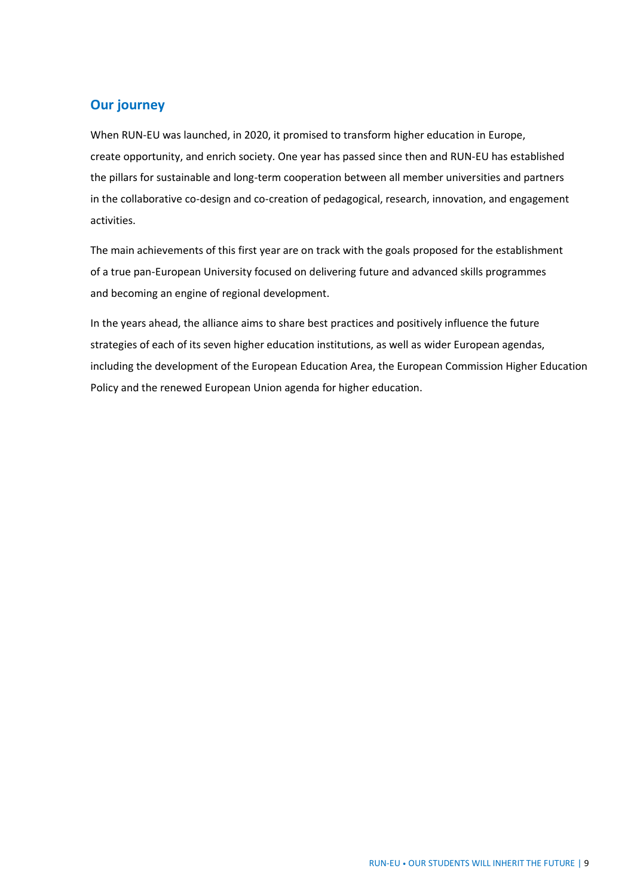## Our journey

When RUN-EU was launched, in 2020, it promised to transform higher education in Europe, create opportunity, and enrich society. One year has passed since then and RUN-EU has established the pillars for sustainable and long-term cooperation between all member universities and partners in the collaborative co-design and co-creation of pedagogical, research, innovation, and engagement activities.

The main achievements of this first year are on track with the goals proposed for the establishment of a true pan-European University focused on delivering future and advanced skills programmes and becoming an engine of regional development.

In the years ahead, the alliance aims to share best practices and positively influence the future strategies of each of its seven higher education institutions, as well as wider European agendas, including the development of the European Education Area, the European Commission Higher Education Policy and the renewed European Union agenda for higher education.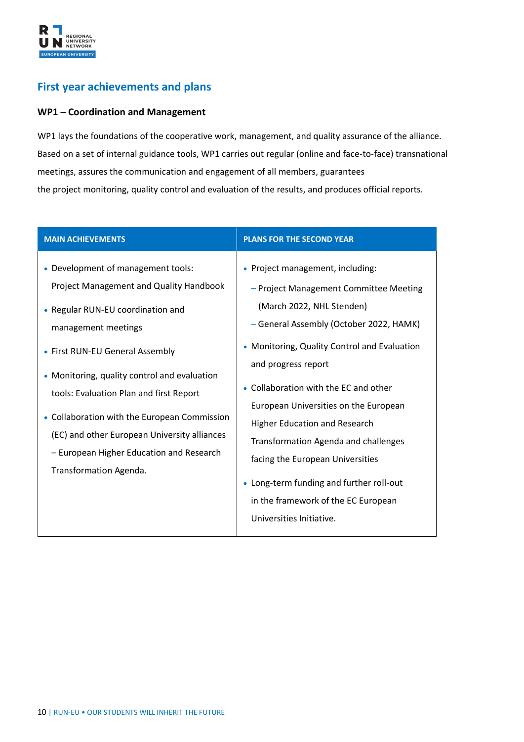## First year achievements and plans

### WP1 – Coordination and Management

WP1 lays the foundations of the cooperative work, management, and quality assurance of the alliance. Based on a set of internal guidance tools, WP1 carries out regular (online and face-to-face) transnational meetings, assures the communication and engagement of all members, guarantees the project monitoring, quality control and evaluation of the results, and produces official reports.

| MAIN ACHIEVEMENTS | PLANS FOR THE SECOND YEAR |
| --- | --- |
| • Development of management tools: Project Management and Quality Handbook<br>• Regular RUN-EU coordination and management meetings<br>• First RUN-EU General Assembly<br>• Monitoring, quality control and evaluation tools: Evaluation Plan and first Report<br>• Collaboration with the European Commission (EC) and other European University alliances – European Higher Education and Research Transformation Agenda. | • Project management, including:<br>– Project Management Committee Meeting (March 2022, NHL Stenden)<br>– General Assembly (October 2022, HAMK)<br>• Monitoring, Quality Control and Evaluation and progress report<br>• Collaboration with the EC and other European Universities on the European Higher Education and Research Transformation Agenda and challenges facing the European Universities<br>• Long-term funding and further roll-out in the framework of the EC European Universities Initiative. |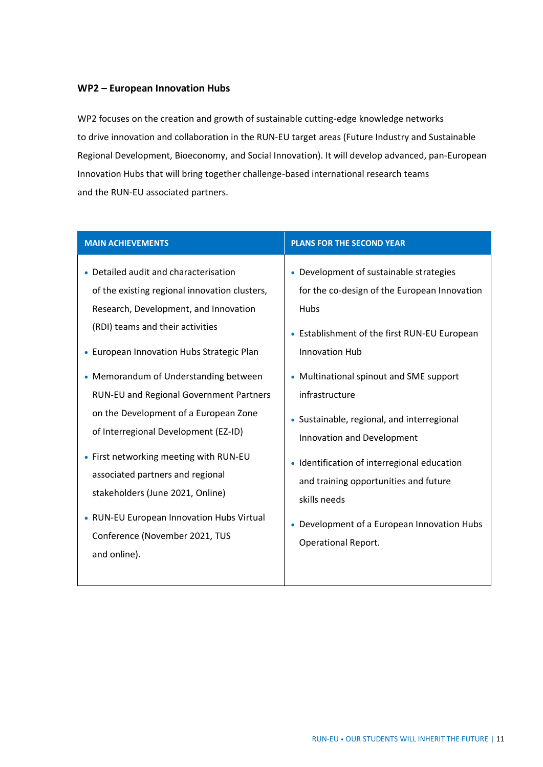### WP2 – European Innovation Hubs

WP2 focuses on the creation and growth of sustainable cutting-edge knowledge networks to drive innovation and collaboration in the RUN-EU target areas (Future Industry and Sustainable Regional Development, Bioeconomy, and Social Innovation). It will develop advanced, pan-European Innovation Hubs that will bring together challenge-based international research teams and the RUN-EU associated partners.

| MAIN ACHIEVEMENTS | PLANS FOR THE SECOND YEAR |
| --- | --- |
| • Detailed audit and characterisation of the existing regional innovation clusters, Research, Development, and Innovation (RDI) teams and their activities<br>• European Innovation Hubs Strategic Plan<br>• Memorandum of Understanding between RUN-EU and Regional Government Partners on the Development of a European Zone of Interregional Development (EZ-ID)<br>• First networking meeting with RUN-EU associated partners and regional stakeholders (June 2021, Online)<br>• RUN-EU European Innovation Hubs Virtual Conference (November 2021, TUS and online). | • Development of sustainable strategies for the co-design of the European Innovation Hubs<br>• Establishment of the first RUN-EU European Innovation Hub<br>• Multinational spinout and SME support infrastructure<br>• Sustainable, regional, and interregional Innovation and Development<br>• Identification of interregional education and training opportunities and future skills needs<br>• Development of a European Innovation Hubs Operational Report. |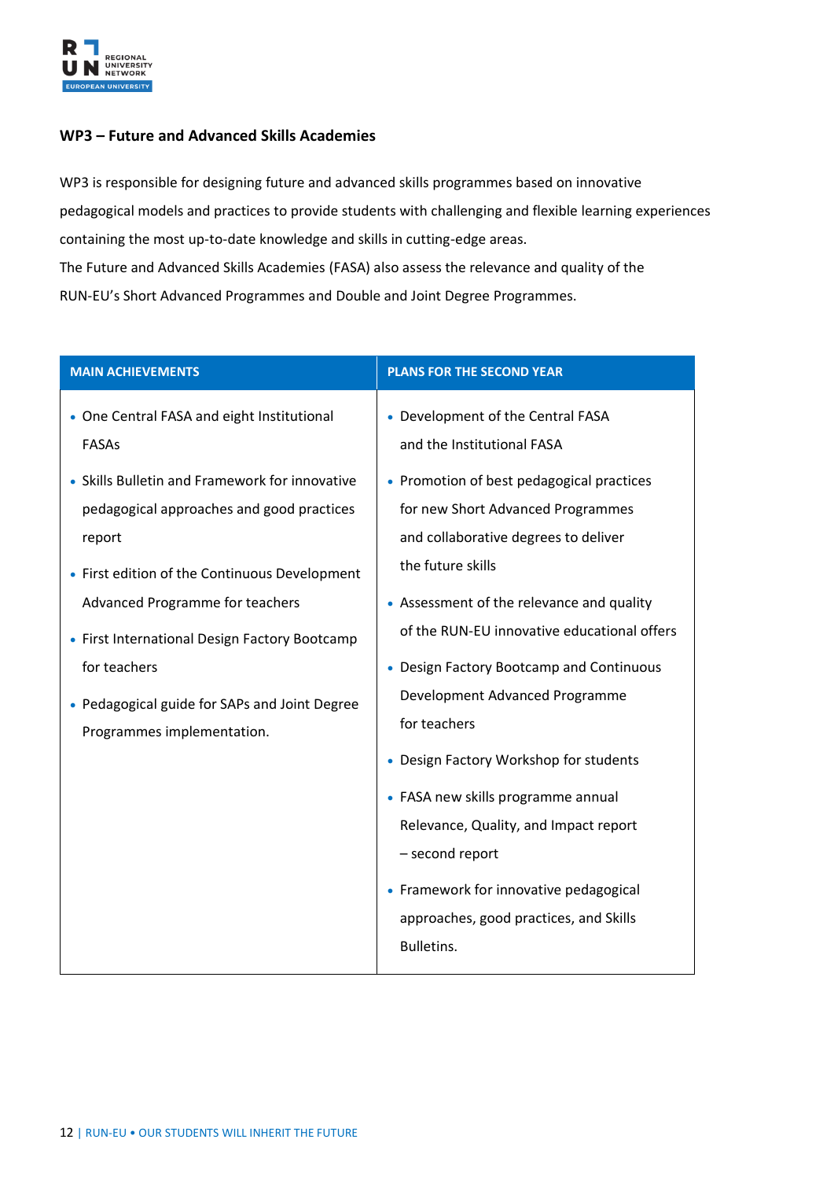## WP3 – Future and Advanced Skills Academies

WP3 is responsible for designing future and advanced skills programmes based on innovative pedagogical models and practices to provide students with challenging and flexible learning experiences containing the most up-to-date knowledge and skills in cutting-edge areas.
The Future and Advanced Skills Academies (FASA) also assess the relevance and quality of the RUN-EU's Short Advanced Programmes and Double and Joint Degree Programmes.

| MAIN ACHIEVEMENTS | PLANS FOR THE SECOND YEAR |
|---|---|
| • One Central FASA and eight Institutional FASAs<br>• Skills Bulletin and Framework for innovative pedagogical approaches and good practices report<br>• First edition of the Continuous Development Advanced Programme for teachers<br>• First International Design Factory Bootcamp for teachers<br>• Pedagogical guide for SAPs and Joint Degree Programmes implementation. | • Development of the Central FASA and the Institutional FASA<br>• Promotion of best pedagogical practices for new Short Advanced Programmes and collaborative degrees to deliver the future skills<br>• Assessment of the relevance and quality of the RUN-EU innovative educational offers<br>• Design Factory Bootcamp and Continuous Development Advanced Programme for teachers<br>• Design Factory Workshop for students<br>• FASA new skills programme annual Relevance, Quality, and Impact report – second report<br>• Framework for innovative pedagogical approaches, good practices, and Skills Bulletins. |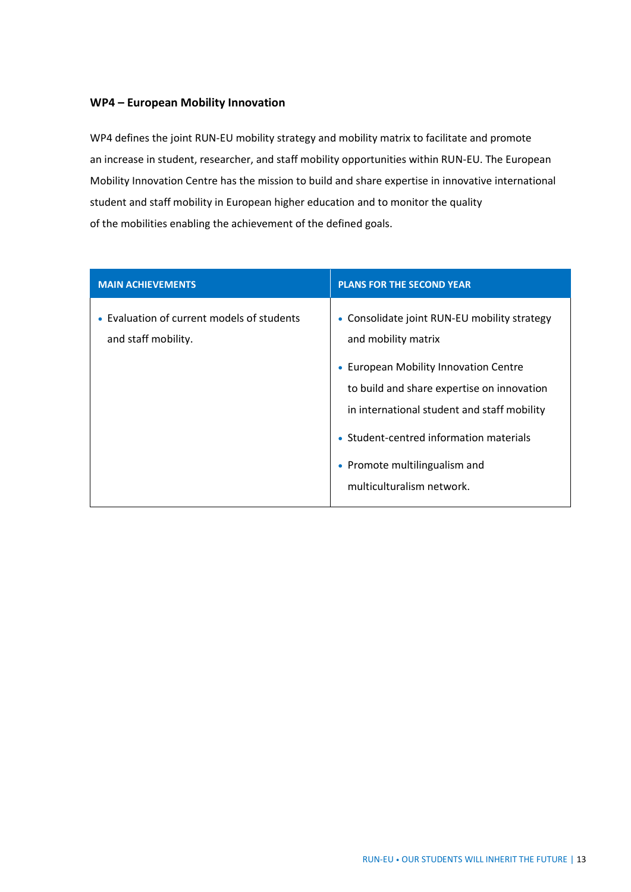### WP4 – European Mobility Innovation

WP4 defines the joint RUN-EU mobility strategy and mobility matrix to facilitate and promote an increase in student, researcher, and staff mobility opportunities within RUN-EU. The European Mobility Innovation Centre has the mission to build and share expertise in innovative international student and staff mobility in European higher education and to monitor the quality of the mobilities enabling the achievement of the defined goals.

| MAIN ACHIEVEMENTS | PLANS FOR THE SECOND YEAR |
|---|---|
| • Evaluation of current models of students and staff mobility. | • Consolidate joint RUN-EU mobility strategy and mobility matrix<br>• European Mobility Innovation Centre to build and share expertise on innovation in international student and staff mobility<br>• Student-centred information materials<br>• Promote multilingualism and multiculturalism network. |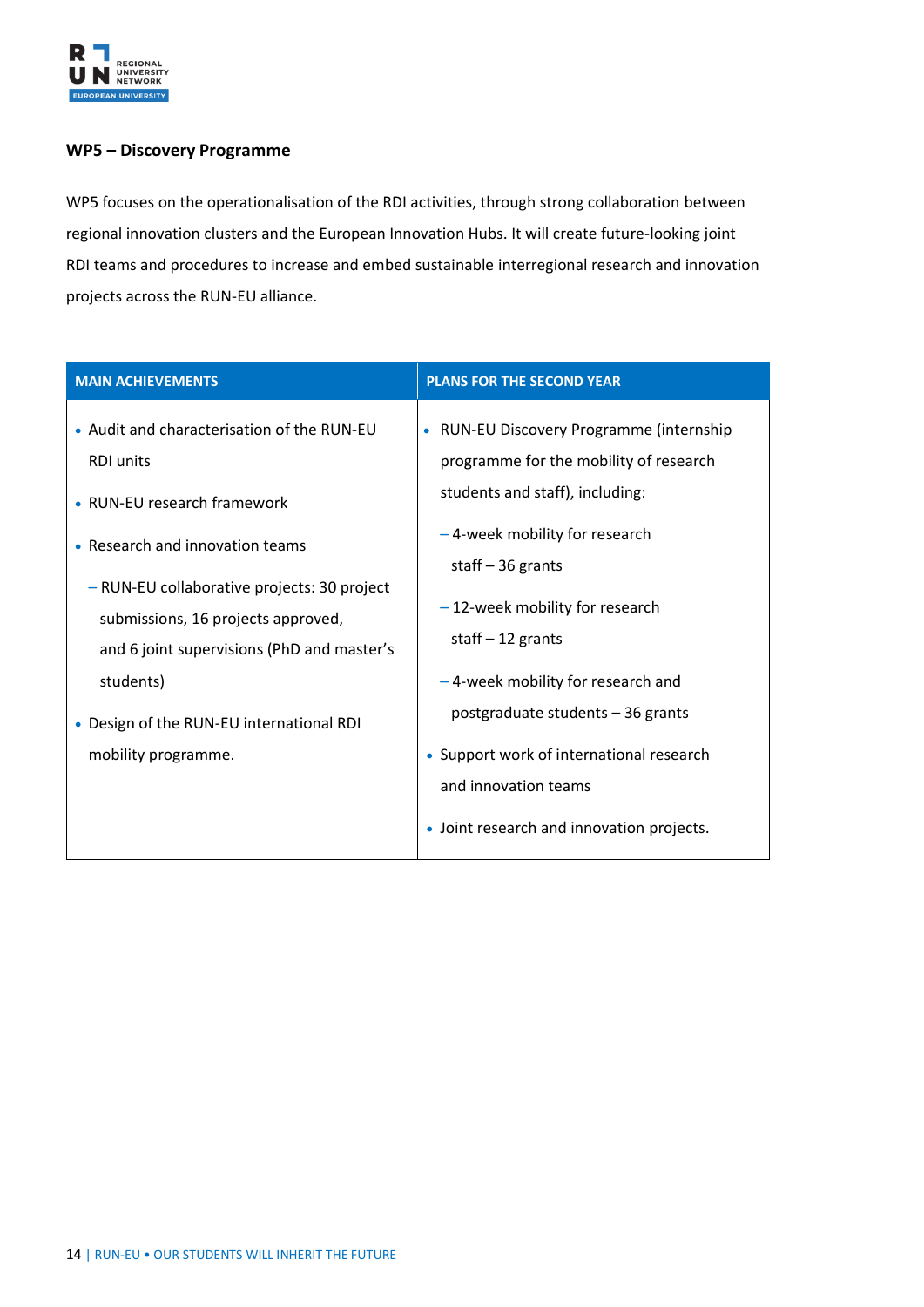## WP5 – Discovery Programme

WP5 focuses on the operationalisation of the RDI activities, through strong collaboration between regional innovation clusters and the European Innovation Hubs. It will create future-looking joint RDI teams and procedures to increase and embed sustainable interregional research and innovation projects across the RUN-EU alliance.

| MAIN ACHIEVEMENTS | PLANS FOR THE SECOND YEAR |
|---|---|
| • Audit and characterisation of the RUN-EU RDI units<br>• RUN-EU research framework<br>• Research and innovation teams<br>  – RUN-EU collaborative projects: 30 project submissions, 16 projects approved, and 6 joint supervisions (PhD and master's students)<br>• Design of the RUN-EU international RDI mobility programme. | • RUN-EU Discovery Programme (internship programme for the mobility of research students and staff), including:<br>  – 4-week mobility for research staff – 36 grants<br>  – 12-week mobility for research staff – 12 grants<br>  – 4-week mobility for research and postgraduate students – 36 grants<br>• Support work of international research and innovation teams<br>• Joint research and innovation projects. |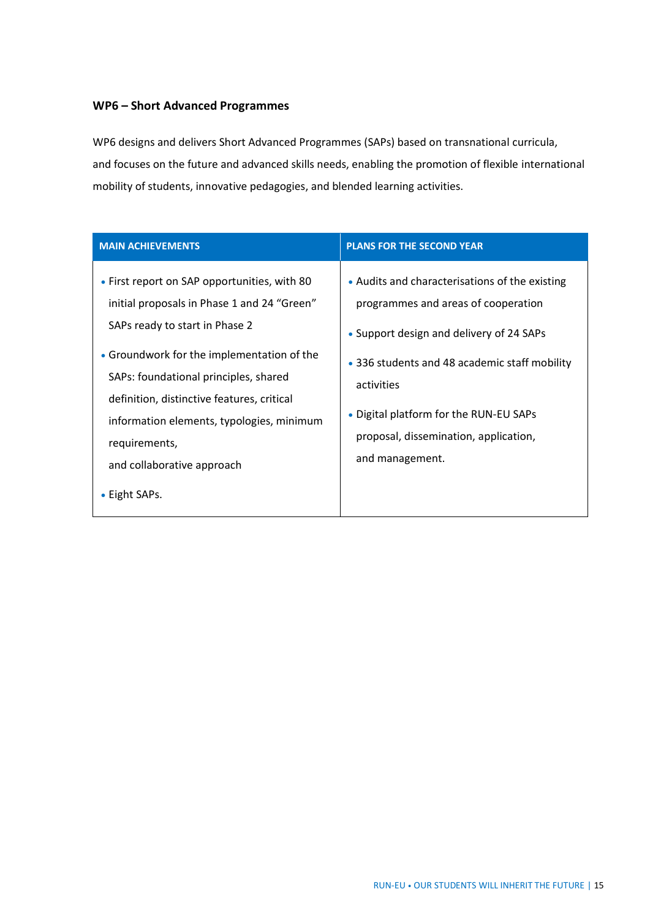### WP6 – Short Advanced Programmes

WP6 designs and delivers Short Advanced Programmes (SAPs) based on transnational curricula, and focuses on the future and advanced skills needs, enabling the promotion of flexible international mobility of students, innovative pedagogies, and blended learning activities.

| MAIN ACHIEVEMENTS | PLANS FOR THE SECOND YEAR |
|---|---|
| • First report on SAP opportunities, with 80 initial proposals in Phase 1 and 24 "Green" SAPs ready to start in Phase 2<br>• Groundwork for the implementation of the SAPs: foundational principles, shared definition, distinctive features, critical information elements, typologies, minimum requirements, and collaborative approach<br>• Eight SAPs. | • Audits and characterisations of the existing programmes and areas of cooperation<br>• Support design and delivery of 24 SAPs<br>• 336 students and 48 academic staff mobility activities<br>• Digital platform for the RUN-EU SAPs proposal, dissemination, application, and management. |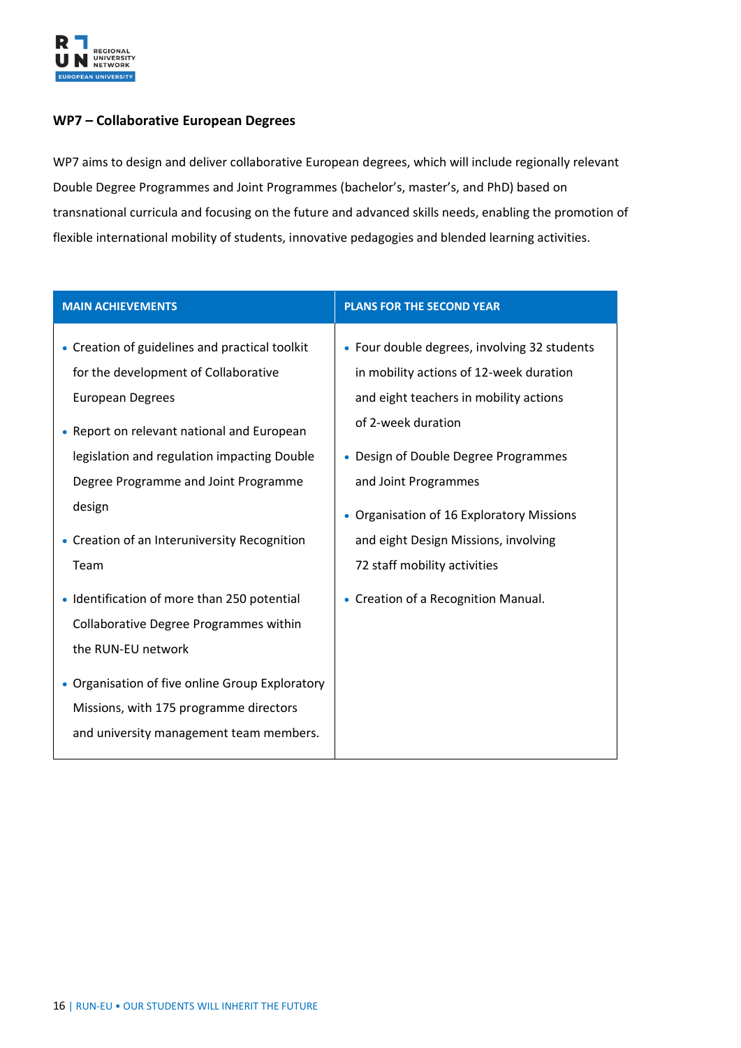### WP7 – Collaborative European Degrees

WP7 aims to design and deliver collaborative European degrees, which will include regionally relevant Double Degree Programmes and Joint Programmes (bachelor's, master's, and PhD) based on transnational curricula and focusing on the future and advanced skills needs, enabling the promotion of flexible international mobility of students, innovative pedagogies and blended learning activities.

| MAIN ACHIEVEMENTS | PLANS FOR THE SECOND YEAR |
|---|---|
| • Creation of guidelines and practical toolkit for the development of Collaborative European Degrees<br>• Report on relevant national and European legislation and regulation impacting Double Degree Programme and Joint Programme design<br>• Creation of an Interuniversity Recognition Team<br>• Identification of more than 250 potential Collaborative Degree Programmes within the RUN-EU network<br>• Organisation of five online Group Exploratory Missions, with 175 programme directors and university management team members. | • Four double degrees, involving 32 students in mobility actions of 12-week duration and eight teachers in mobility actions of 2-week duration<br>• Design of Double Degree Programmes and Joint Programmes<br>• Organisation of 16 Exploratory Missions and eight Design Missions, involving 72 staff mobility activities<br>• Creation of a Recognition Manual. |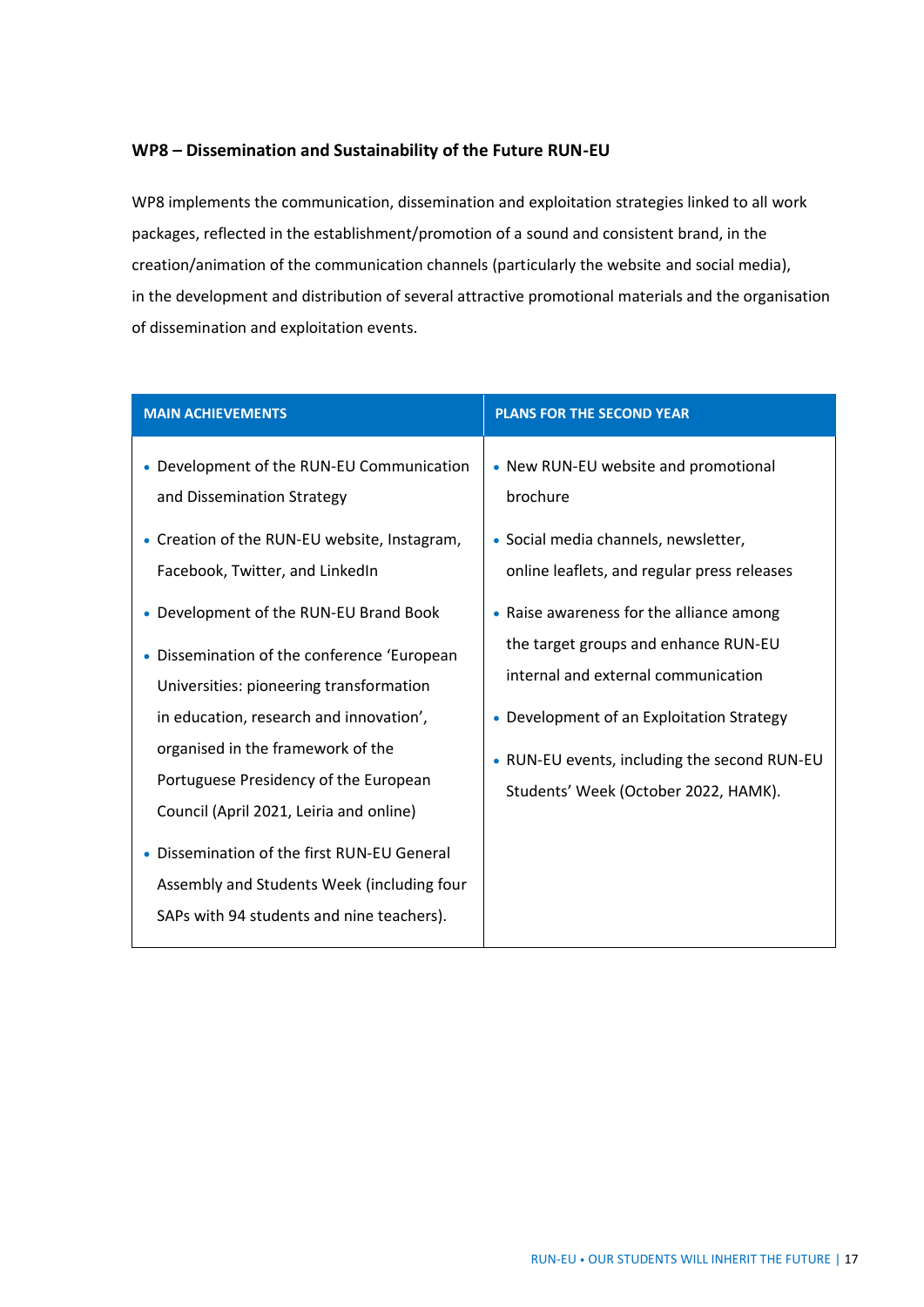### WP8 – Dissemination and Sustainability of the Future RUN-EU

WP8 implements the communication, dissemination and exploitation strategies linked to all work packages, reflected in the establishment/promotion of a sound and consistent brand, in the creation/animation of the communication channels (particularly the website and social media), in the development and distribution of several attractive promotional materials and the organisation of dissemination and exploitation events.

| MAIN ACHIEVEMENTS | PLANS FOR THE SECOND YEAR |
|---|---|
| • Development of the RUN-EU Communication and Dissemination Strategy<br>• Creation of the RUN-EU website, Instagram, Facebook, Twitter, and LinkedIn<br>• Development of the RUN-EU Brand Book<br>• Dissemination of the conference 'European Universities: pioneering transformation in education, research and innovation', organised in the framework of the Portuguese Presidency of the European Council (April 2021, Leiria and online)<br>• Dissemination of the first RUN-EU General Assembly and Students Week (including four SAPs with 94 students and nine teachers). | • New RUN-EU website and promotional brochure<br>• Social media channels, newsletter, online leaflets, and regular press releases<br>• Raise awareness for the alliance among the target groups and enhance RUN-EU internal and external communication<br>• Development of an Exploitation Strategy<br>• RUN-EU events, including the second RUN-EU Students' Week (October 2022, HAMK). |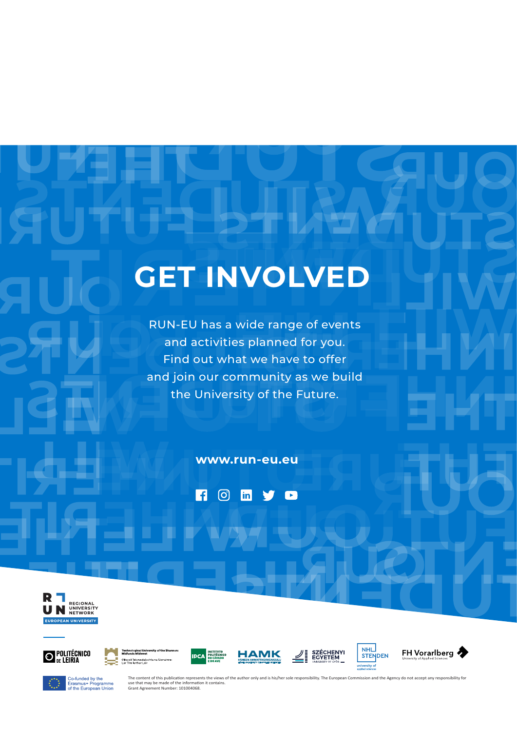# GET INVOLVED

RUN-EU has a wide range of events and activities planned for you. Find out what we have to offer and join our community as we build the University of the Future.

**www.run-eu.eu**

REGIONAL UNIVERSITY NETWORK
EUROPEAN UNIVERSITY

POLITÉCNICO DE LEIRIA

Technological University of the Shannon: Midlands Midwest
Ollscoil Teicneolaíochta na Sionainne: Lár Tíre Iarthar Láir

IPCA INSTITUTO POLITÉCNICO DO CÁVADO E DO AVE

HAMK HÄMEEN AMMATTIKORKEAKOULU

SZÉCHENYI EGYETEM UNIVERSITY OF GYŐR

NHL STENDEN university of applied sciences

FH Vorarlberg University of Applied Sciences

Co-funded by the Erasmus+ Programme of the European Union

The content of this publication represents the views of the author only and is his/her sole responsibility. The European Commission and the Agency do not accept any responsibility for use that may be made of the information it contains.
Grant Agreement Number: 101004068.